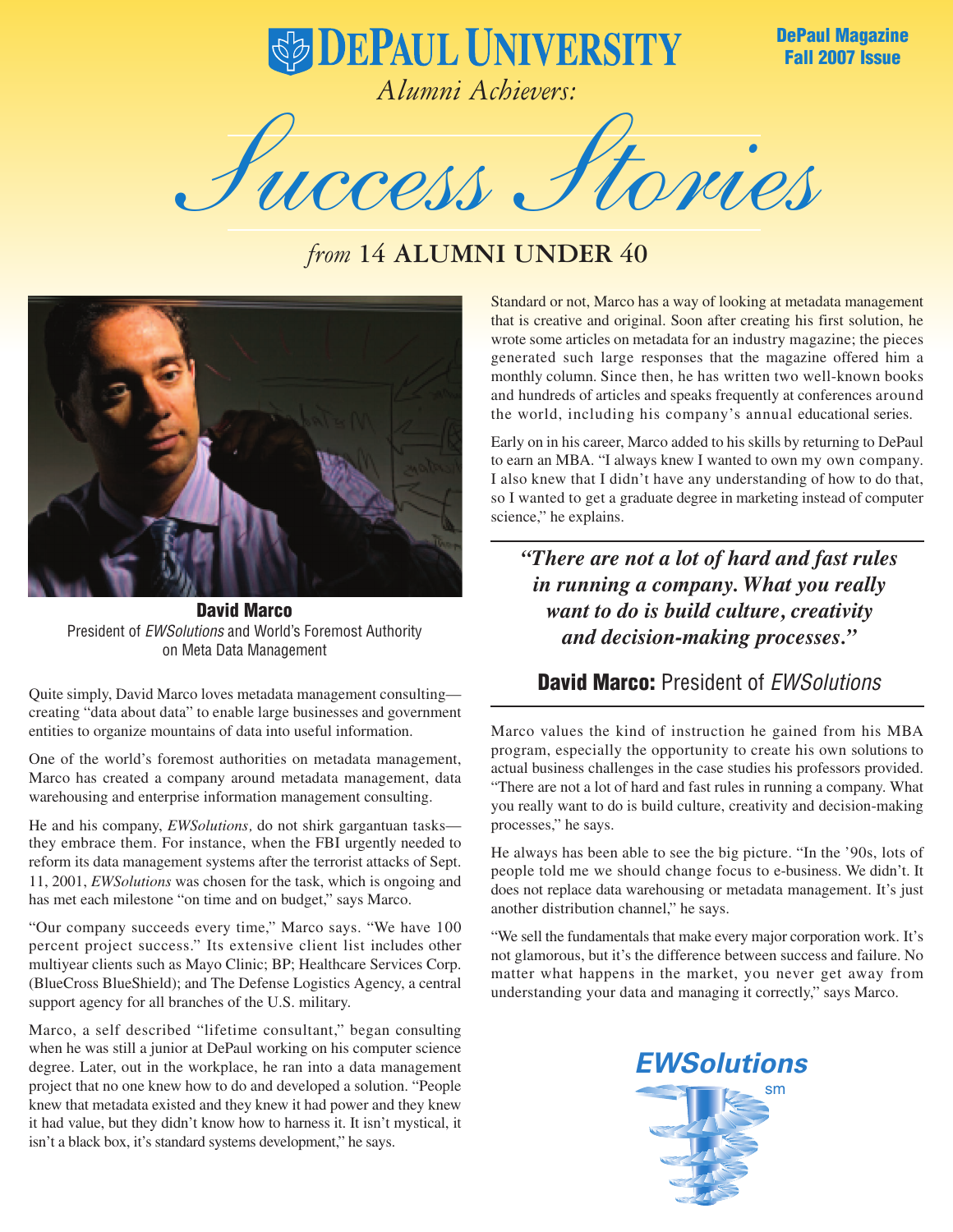DePaul Magazine
Fall 2007 Issue

# DePaul University

*Alumni Achievers:*

# *Success Stories*

## *from* 14 ALUMNI UNDER 40

**David Marco**
President of *EWSolutions* and World's Foremost Authority on Meta Data Management

Quite simply, David Marco loves metadata management consulting—creating "data about data" to enable large businesses and government entities to organize mountains of data into useful information.

One of the world's foremost authorities on metadata management, Marco has created a company around metadata management, data warehousing and enterprise information management consulting.

He and his company, *EWSolutions,* do not shirk gargantuan tasks—they embrace them. For instance, when the FBI urgently needed to reform its data management systems after the terrorist attacks of Sept. 11, 2001, *EWSolutions* was chosen for the task, which is ongoing and has met each milestone "on time and on budget," says Marco.

"Our company succeeds every time," Marco says. "We have 100 percent project success." Its extensive client list includes other multiyear clients such as Mayo Clinic; BP; Healthcare Services Corp. (BlueCross BlueShield); and The Defense Logistics Agency, a central support agency for all branches of the U.S. military.

Marco, a self described "lifetime consultant," began consulting when he was still a junior at DePaul working on his computer science degree. Later, out in the workplace, he ran into a data management project that no one knew how to do and developed a solution. "People knew that metadata existed and they knew it had power and they knew it had value, but they didn't know how to harness it. It isn't mystical, it isn't a black box, it's standard systems development," he says.

Standard or not, Marco has a way of looking at metadata management that is creative and original. Soon after creating his first solution, he wrote some articles on metadata for an industry magazine; the pieces generated such large responses that the magazine offered him a monthly column. Since then, he has written two well-known books and hundreds of articles and speaks frequently at conferences around the world, including his company's annual educational series.

Early on in his career, Marco added to his skills by returning to DePaul to earn an MBA. "I always knew I wanted to own my own company. I also knew that I didn't have any understanding of how to do that, so I wanted to get a graduate degree in marketing instead of computer science," he explains.

> ***"There are not a lot of hard and fast rules in running a company. What you really want to do is build culture, creativity and decision-making processes."***
>
> **David Marco:** President of *EWSolutions*

Marco values the kind of instruction he gained from his MBA program, especially the opportunity to create his own solutions to actual business challenges in the case studies his professors provided. "There are not a lot of hard and fast rules in running a company. What you really want to do is build culture, creativity and decision-making processes," he says.

He always has been able to see the big picture. "In the '90s, lots of people told me we should change focus to e-business. We didn't. It does not replace data warehousing or metadata management. It's just another distribution channel," he says.

"We sell the fundamentals that make every major corporation work. It's not glamorous, but it's the difference between success and failure. No matter what happens in the market, you never get away from understanding your data and managing it correctly," says Marco.

EWSolutions℠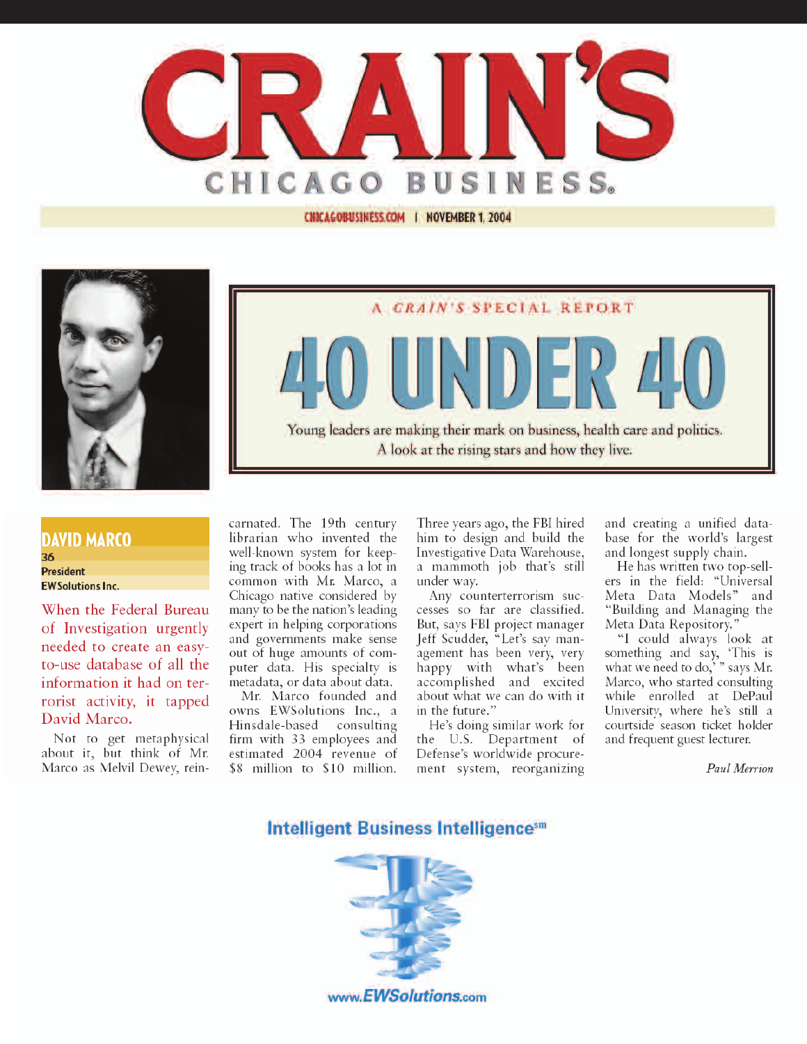# CRAIN'S CHICAGO BUSINESS

CHICAGOBUSINESS.COM | NOVEMBER 1, 2004

A *CRAIN'S* SPECIAL REPORT

## 40 UNDER 40

Young leaders are making their mark on business, health care and politics. A look at the rising stars and how they live.

### DAVID MARCO

**36**
**President**
**EWSolutions Inc.**

When the Federal Bureau of Investigation urgently needed to create an easy-to-use database of all the information it had on terrorist activity, it tapped David Marco.

Not to get metaphysical about it, but think of Mr. Marco as Melvil Dewey, reincarnated. The 19th century librarian who invented the well-known system for keeping track of books has a lot in common with Mr. Marco, a Chicago native considered by many to be the nation's leading expert in helping corporations and governments make sense out of huge amounts of computer data. His specialty is metadata, or data about data.

Mr. Marco founded and owns EWSolutions Inc., a Hinsdale-based consulting firm with 33 employees and estimated 2004 revenue of $8 million to $10 million.

Three years ago, the FBI hired him to design and build the Investigative Data Warehouse, a mammoth job that's still under way.

Any counterterrorism successes so far are classified. But, says FBI project manager Jeff Scudder, "Let's say management has been very, very happy with what's been accomplished and excited about what we can do with it in the future."

He's doing similar work for the U.S. Department of Defense's worldwide procurement system, reorganizing and creating a unified database for the world's largest and longest supply chain.

He has written two top-sellers in the field: "Universal Meta Data Models" and "Building and Managing the Meta Data Repository."

"I could always look at something and say, 'This is what we need to do,' " says Mr. Marco, who started consulting while enrolled at DePaul University, where he's still a courtside season ticket holder and frequent guest lecturer.

*Paul Merrion*

Intelligent Business Intelligence[sm]

www.EWSolutions.com